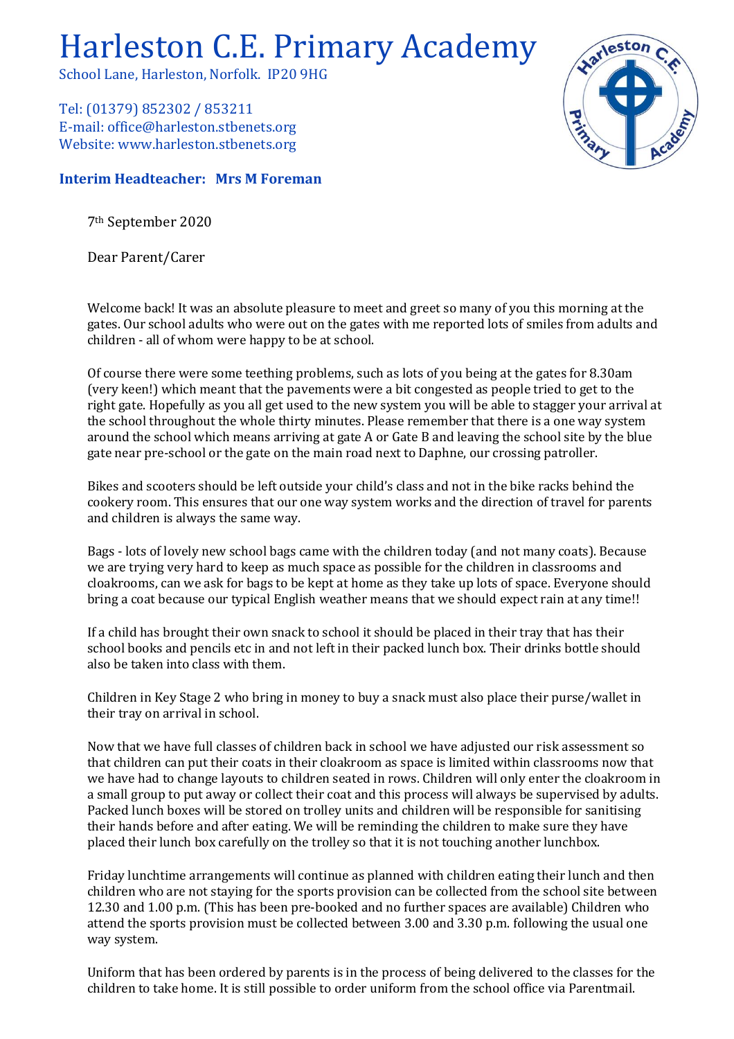# Harleston C.E. Primary Academy

School Lane, Harleston, Norfolk. IP20 9HG

Tel: (01379) 852302 / 853211
E-mail: office@harleston.stbenets.org
Website: www.harleston.stbenets.org

**Interim Headteacher: Mrs M Foreman**

7th September 2020

Dear Parent/Carer

Welcome back! It was an absolute pleasure to meet and greet so many of you this morning at the gates. Our school adults who were out on the gates with me reported lots of smiles from adults and children - all of whom were happy to be at school.

Of course there were some teething problems, such as lots of you being at the gates for 8.30am (very keen!) which meant that the pavements were a bit congested as people tried to get to the right gate. Hopefully as you all get used to the new system you will be able to stagger your arrival at the school throughout the whole thirty minutes. Please remember that there is a one way system around the school which means arriving at gate A or Gate B and leaving the school site by the blue gate near pre-school or the gate on the main road next to Daphne, our crossing patroller.

Bikes and scooters should be left outside your child's class and not in the bike racks behind the cookery room. This ensures that our one way system works and the direction of travel for parents and children is always the same way.

Bags - lots of lovely new school bags came with the children today (and not many coats). Because we are trying very hard to keep as much space as possible for the children in classrooms and cloakrooms, can we ask for bags to be kept at home as they take up lots of space. Everyone should bring a coat because our typical English weather means that we should expect rain at any time!!

If a child has brought their own snack to school it should be placed in their tray that has their school books and pencils etc in and not left in their packed lunch box. Their drinks bottle should also be taken into class with them.

Children in Key Stage 2 who bring in money to buy a snack must also place their purse/wallet in their tray on arrival in school.

Now that we have full classes of children back in school we have adjusted our risk assessment so that children can put their coats in their cloakroom as space is limited within classrooms now that we have had to change layouts to children seated in rows. Children will only enter the cloakroom in a small group to put away or collect their coat and this process will always be supervised by adults. Packed lunch boxes will be stored on trolley units and children will be responsible for sanitising their hands before and after eating. We will be reminding the children to make sure they have placed their lunch box carefully on the trolley so that it is not touching another lunchbox.

Friday lunchtime arrangements will continue as planned with children eating their lunch and then children who are not staying for the sports provision can be collected from the school site between 12.30 and 1.00 p.m. (This has been pre-booked and no further spaces are available) Children who attend the sports provision must be collected between 3.00 and 3.30 p.m. following the usual one way system.

Uniform that has been ordered by parents is in the process of being delivered to the classes for the children to take home. It is still possible to order uniform from the school office via Parentmail.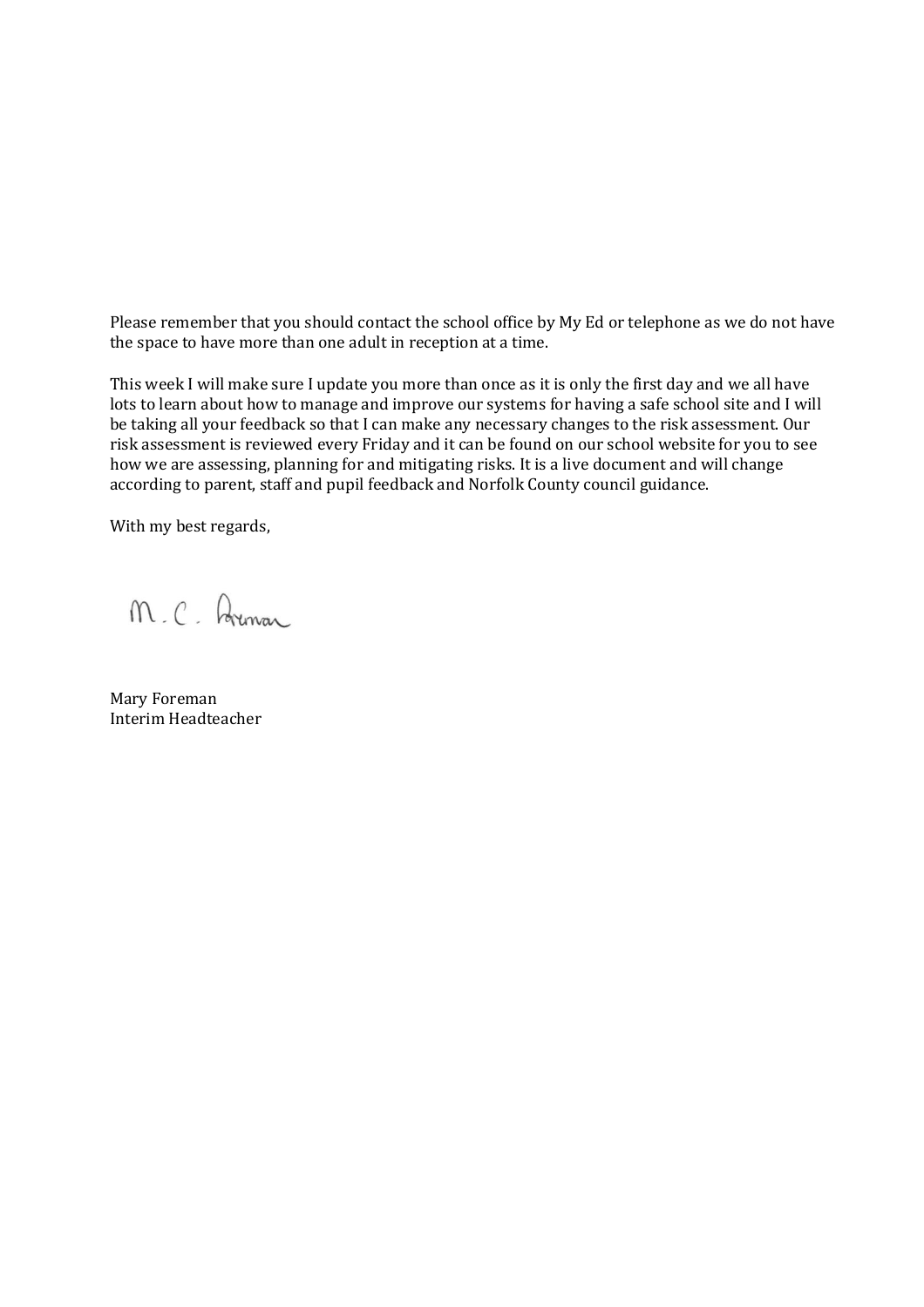Please remember that you should contact the school office by My Ed or telephone as we do not have the space to have more than one adult in reception at a time.

This week I will make sure I update you more than once as it is only the first day and we all have lots to learn about how to manage and improve our systems for having a safe school site and I will be taking all your feedback so that I can make any necessary changes to the risk assessment. Our risk assessment is reviewed every Friday and it can be found on our school website for you to see how we are assessing, planning for and mitigating risks. It is a live document and will change according to parent, staff and pupil feedback and Norfolk County council guidance.

With my best regards,

M. C. Foreman

Mary Foreman
Interim Headteacher